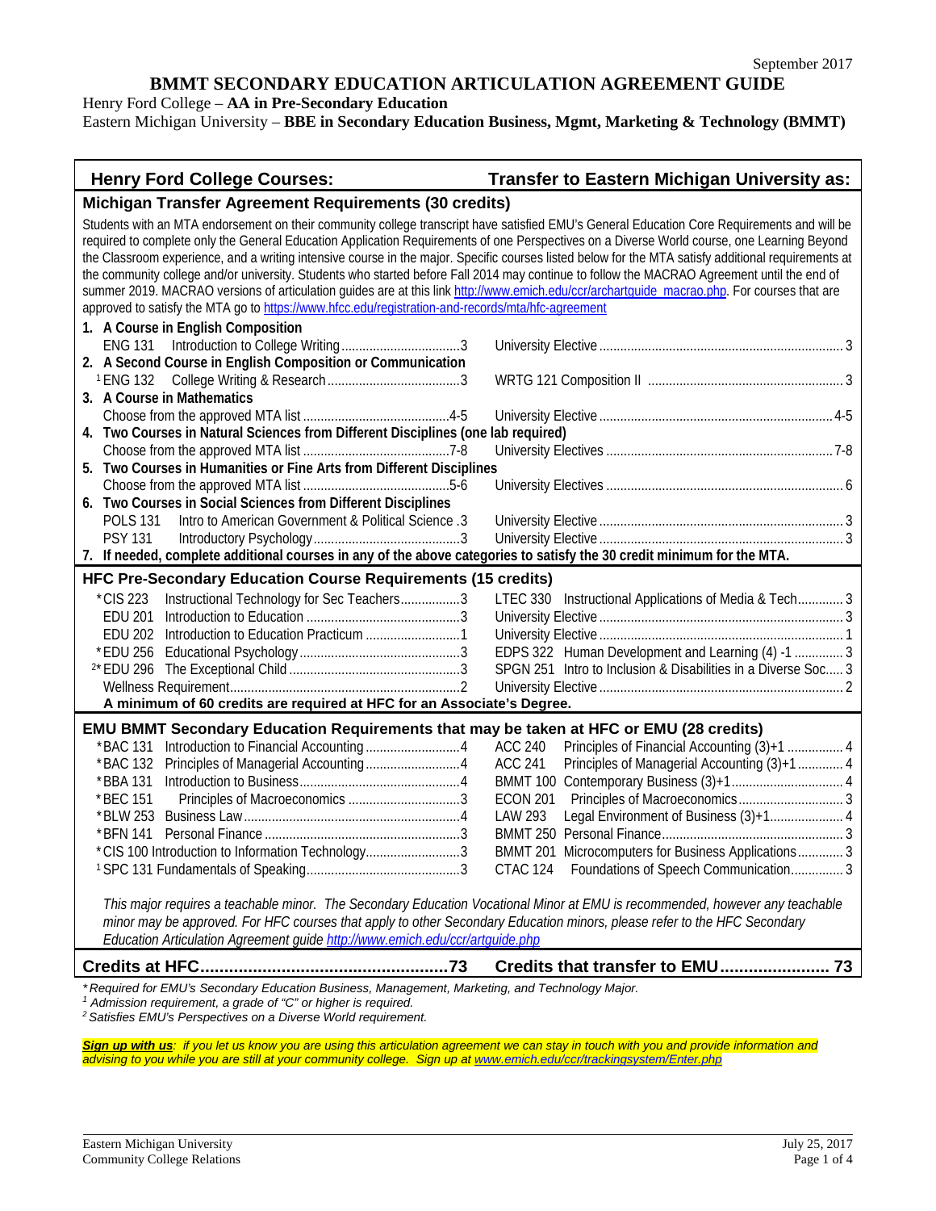September 2017

# BMMT SECONDARY EDUCATION ARTICULATION AGREEMENT GUIDE

Henry Ford College – **AA in Pre-Secondary Education**
Eastern Michigan University – **BBE in Secondary Education Business, Mgmt, Marketing & Technology (BMMT)**

| Henry Ford College Courses: | Transfer to Eastern Michigan University as: |
|---|---|
| **Michigan Transfer Agreement Requirements (30 credits)** | |
| Students with an MTA endorsement on their community college transcript have satisfied EMU's General Education Core Requirements and will be required to complete only the General Education Application Requirements of one Perspectives on a Diverse World course, one Learning Beyond the Classroom experience, and a writing intensive course in the major. Specific courses listed below for the MTA satisfy additional requirements at the community college and/or university. Students who started before Fall 2014 may continue to follow the MACRAO Agreement until the end of summer 2019. MACRAO versions of articulation guides are at this link http://www.emich.edu/ccr/archartguide_macrao.php. For courses that are approved to satisfy the MTA go to https://www.hfcc.edu/registration-and-records/mta/hfc-agreement | |
| **1. A Course in English Composition** | |
| ENG 131 Introduction to College Writing 3 | University Elective 3 |
| **2. A Second Course in English Composition or Communication** | |
| [1] ENG 132 College Writing & Research 3 | WRTG 121 Composition II 3 |
| **3. A Course in Mathematics** | |
| Choose from the approved MTA list 4-5 | University Elective 4-5 |
| **4. Two Courses in Natural Sciences from Different Disciplines (one lab required)** | |
| Choose from the approved MTA list 7-8 | University Electives 7-8 |
| **5. Two Courses in Humanities or Fine Arts from Different Disciplines** | |
| Choose from the approved MTA list 5-6 | University Electives 6 |
| **6. Two Courses in Social Sciences from Different Disciplines** | |
| POLS 131 Intro to American Government & Political Science 3 | University Elective 3 |
| PSY 131 Introductory Psychology 3 | University Elective 3 |
| **7. If needed, complete additional courses in any of the above categories to satisfy the 30 credit minimum for the MTA.** | |
| **HFC Pre-Secondary Education Course Requirements (15 credits)** | |
| *CIS 223 Instructional Technology for Sec Teachers 3 | LTEC 330 Instructional Applications of Media & Tech 3 |
| EDU 201 Introduction to Education 3 | University Elective 3 |
| EDU 202 Introduction to Education Practicum 1 | University Elective 1 |
| *EDU 256 Educational Psychology 3 | EDPS 322 Human Development and Learning (4) -1 3 |
| [2]*EDU 296 The Exceptional Child 3 | SPGN 251 Intro to Inclusion & Disabilities in a Diverse Soc 3 |
| Wellness Requirement 2 | University Elective 2 |
| **A minimum of 60 credits are required at HFC for an Associate's Degree.** | |
| **EMU BMMT Secondary Education Requirements that may be taken at HFC or EMU (28 credits)** | |
| *BAC 131 Introduction to Financial Accounting 4 | ACC 240 Principles of Financial Accounting (3)+1 4 |
| *BAC 132 Principles of Managerial Accounting 4 | ACC 241 Principles of Managerial Accounting (3)+1 4 |
| *BBA 131 Introduction to Business 4 | BMMT 100 Contemporary Business (3)+1 4 |
| *BEC 151 Principles of Macroeconomics 3 | ECON 201 Principles of Macroeconomics 3 |
| *BLW 253 Business Law 4 | LAW 293 Legal Environment of Business (3)+1 4 |
| *BFN 141 Personal Finance 3 | BMMT 250 Personal Finance 3 |
| *CIS 100 Introduction to Information Technology 3 | BMMT 201 Microcomputers for Business Applications 3 |
| [1]SPC 131 Fundamentals of Speaking 3 | CTAC 124 Foundations of Speech Communication 3 |
| *This major requires a teachable minor. The Secondary Education Vocational Minor at EMU is recommended, however any teachable minor may be approved. For HFC courses that apply to other Secondary Education minors, please refer to the HFC Secondary Education Articulation Agreement guide http://www.emich.edu/ccr/artguide.php* | |
| **Credits at HFC 73** | **Credits that transfer to EMU 73** |

*\* Required for EMU's Secondary Education Business, Management, Marketing, and Technology Major.*
*[1] Admission requirement, a grade of "C" or higher is required.*
*[2] Satisfies EMU's Perspectives on a Diverse World requirement.*

***Sign up with us**: if you let us know you are using this articulation agreement we can stay in touch with you and provide information and advising to you while you are still at your community college. Sign up at www.emich.edu/ccr/trackingsystem/Enter.php*

Eastern Michigan University
Community College Relations

July 25, 2017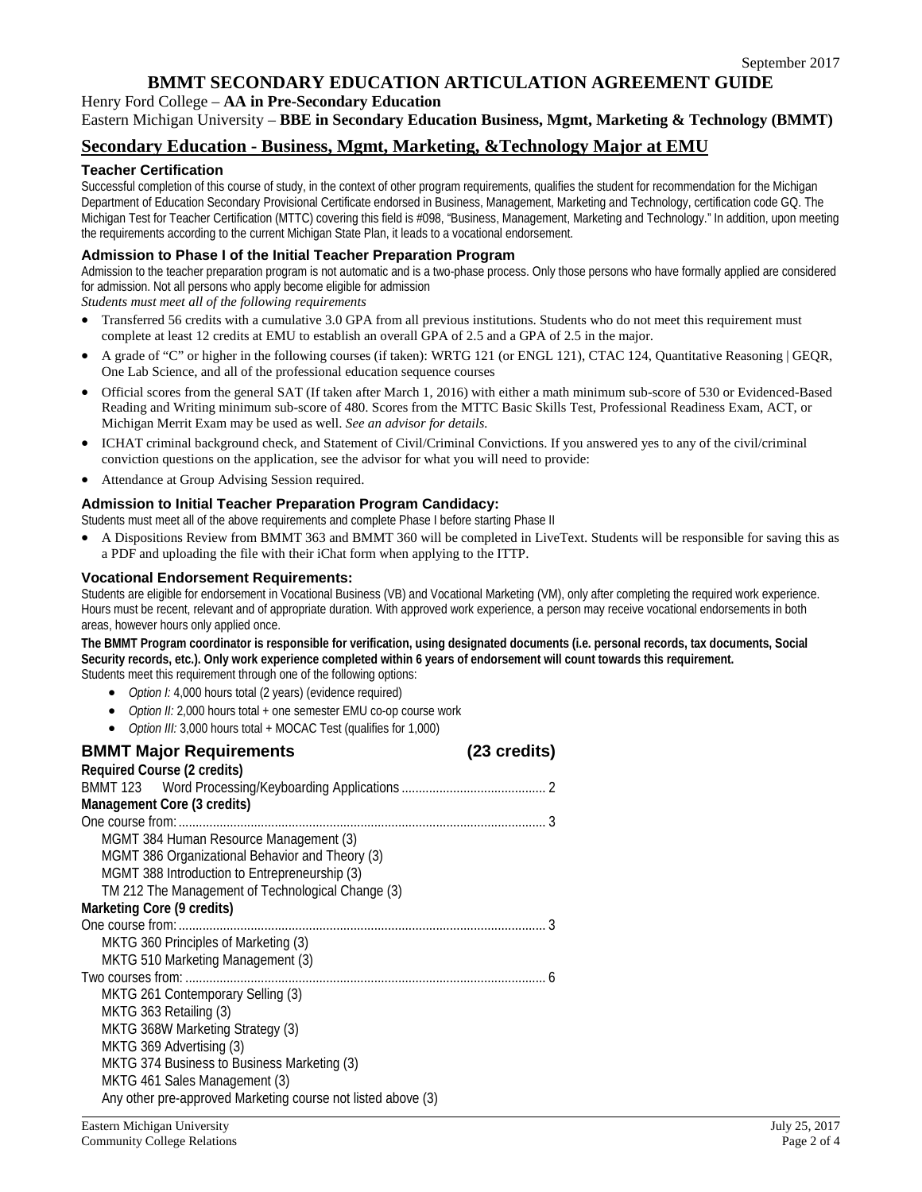# BMMT SECONDARY EDUCATION ARTICULATION AGREEMENT GUIDE

Henry Ford College – **AA in Pre-Secondary Education**

Eastern Michigan University – **BBE in Secondary Education Business, Mgmt, Marketing & Technology (BMMT)**

## Secondary Education - Business, Mgmt, Marketing, &Technology Major at EMU

### Teacher Certification

Successful completion of this course of study, in the context of other program requirements, qualifies the student for recommendation for the Michigan Department of Education Secondary Provisional Certificate endorsed in Business, Management, Marketing and Technology, certification code GQ. The Michigan Test for Teacher Certification (MTTC) covering this field is #098, "Business, Management, Marketing and Technology." In addition, upon meeting the requirements according to the current Michigan State Plan, it leads to a vocational endorsement.

### Admission to Phase I of the Initial Teacher Preparation Program

Admission to the teacher preparation program is not automatic and is a two-phase process. Only those persons who have formally applied are considered for admission. Not all persons who apply become eligible for admission

*Students must meet all of the following requirements*

- Transferred 56 credits with a cumulative 3.0 GPA from all previous institutions. Students who do not meet this requirement must complete at least 12 credits at EMU to establish an overall GPA of 2.5 and a GPA of 2.5 in the major.
- A grade of "C" or higher in the following courses (if taken): WRTG 121 (or ENGL 121), CTAC 124, Quantitative Reasoning | GEQR, One Lab Science, and all of the professional education sequence courses
- Official scores from the general SAT (If taken after March 1, 2016) with either a math minimum sub-score of 530 or Evidenced-Based Reading and Writing minimum sub-score of 480. Scores from the MTTC Basic Skills Test, Professional Readiness Exam, ACT, or Michigan Merrit Exam may be used as well. *See an advisor for details.*
- ICHAT criminal background check, and Statement of Civil/Criminal Convictions. If you answered yes to any of the civil/criminal conviction questions on the application, see the advisor for what you will need to provide:
- Attendance at Group Advising Session required.

### Admission to Initial Teacher Preparation Program Candidacy:

Students must meet all of the above requirements and complete Phase I before starting Phase II

- A Dispositions Review from BMMT 363 and BMMT 360 will be completed in LiveText. Students will be responsible for saving this as a PDF and uploading the file with their iChat form when applying to the ITTP.

### Vocational Endorsement Requirements:

Students are eligible for endorsement in Vocational Business (VB) and Vocational Marketing (VM), only after completing the required work experience. Hours must be recent, relevant and of appropriate duration. With approved work experience, a person may receive vocational endorsements in both areas, however hours only applied once.

**The BMMT Program coordinator is responsible for verification, using designated documents (i.e. personal records, tax documents, Social Security records, etc.). Only work experience completed within 6 years of endorsement will count towards this requirement.**

Students meet this requirement through one of the following options:

- *Option I:* 4,000 hours total (2 years) (evidence required)
- *Option II:* 2,000 hours total + one semester EMU co-op course work
- *Option III:* 3,000 hours total + MOCAC Test (qualifies for 1,000)

### BMMT Major Requirements (23 credits)

**Required Course (2 credits)**

BMMT 123 Word Processing/Keyboarding Applications ... 2

**Management Core (3 credits)**

One course from: ... 3

- MGMT 384 Human Resource Management (3)
- MGMT 386 Organizational Behavior and Theory (3)
- MGMT 388 Introduction to Entrepreneurship (3)
- TM 212 The Management of Technological Change (3)

**Marketing Core (9 credits)**

One course from: ... 3

- MKTG 360 Principles of Marketing (3)
- MKTG 510 Marketing Management (3)

Two courses from: ... 6

- MKTG 261 Contemporary Selling (3)
- MKTG 363 Retailing (3)
- MKTG 368W Marketing Strategy (3)
- MKTG 369 Advertising (3)
- MKTG 374 Business to Business Marketing (3)
- MKTG 461 Sales Management (3)
- Any other pre-approved Marketing course not listed above (3)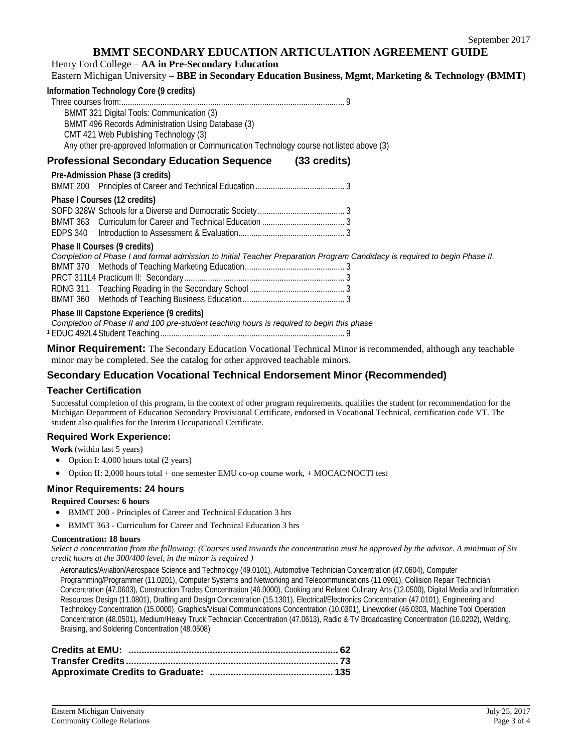# BMMT SECONDARY EDUCATION ARTICULATION AGREEMENT GUIDE

Henry Ford College – **AA in Pre-Secondary Education**

Eastern Michigan University – **BBE in Secondary Education Business, Mgmt, Marketing & Technology (BMMT)**

**Information Technology Core (9 credits)**

Three courses from: ..... 9

- BMMT 321 Digital Tools: Communication (3)
- BMMT 496 Records Administration Using Database (3)
- CMT 421 Web Publishing Technology (3)
- Any other pre-approved Information or Communication Technology course not listed above (3)

## Professional Secondary Education Sequence (33 credits)

**Pre-Admission Phase (3 credits)**

BMMT 200 Principles of Career and Technical Education ..... 3

**Phase I Courses (12 credits)**

SOFD 328W Schools for a Diverse and Democratic Society ..... 3
BMMT 363 Curriculum for Career and Technical Education ..... 3
EDPS 340 Introduction to Assessment & Evaluation ..... 3

**Phase II Courses (9 credits)**

*Completion of Phase I and formal admission to Initial Teacher Preparation Program Candidacy is required to begin Phase II.*

BMMT 370 Methods of Teaching Marketing Education ..... 3
PRCT 311L4 Practicum II: Secondary ..... 3
RDNG 311 Teaching Reading in the Secondary School ..... 3
BMMT 360 Methods of Teaching Business Education ..... 3

**Phase III Capstone Experience (9 credits)**

*Completion of Phase II and 100 pre-student teaching hours is required to begin this phase*

[1] EDUC 492L4 Student Teaching ..... 9

**Minor Requirement:** The Secondary Education Vocational Technical Minor is recommended, although any teachable minor may be completed. See the catalog for other approved teachable minors.

## Secondary Education Vocational Technical Endorsement Minor (Recommended)

### Teacher Certification

Successful completion of this program, in the context of other program requirements, qualifies the student for recommendation for the Michigan Department of Education Secondary Provisional Certificate, endorsed in Vocational Technical, certification code VT. The student also qualifies for the Interim Occupational Certificate.

### Required Work Experience:

**Work** (within last 5 years)

- Option I: 4,000 hours total (2 years)
- Option II: 2,000 hours total + one semester EMU co-op course work, + MOCAC/NOCTI test

### Minor Requirements: 24 hours

**Required Courses: 6 hours**

- BMMT 200 - Principles of Career and Technical Education 3 hrs
- BMMT 363 - Curriculum for Career and Technical Education 3 hrs

**Concentration: 18 hours**

*Select a concentration from the following: (Courses used towards the concentration must be approved by the advisor. A minimum of Six credit hours at the 300/400 level, in the minor is required )*

Aeronautics/Aviation/Aerospace Science and Technology (49.0101), Automotive Technician Concentration (47.0604), Computer Programming/Programmer (11.0201), Computer Systems and Networking and Telecommunications (11.0901), Collision Repair Technician Concentration (47.0603), Construction Trades Concentration (46.0000), Cooking and Related Culinary Arts (12.0500), Digital Media and Information Resources Design (11.0801), Drafting and Design Concentration (15.1301), Electrical/Electronics Concentration (47.0101), Engineering and Technology Concentration (15.0000), Graphics/Visual Communications Concentration (10.0301), Lineworker (46.0303, Machine Tool Operation Concentration (48.0501), Medium/Heavy Truck Technician Concentration (47.0613), Radio & TV Broadcasting Concentration (10.0202), Welding, Braising, and Soldering Concentration (48.0508)

**Credits at EMU: ..... 62**
**Transfer Credits ..... 73**
**Approximate Credits to Graduate: ..... 135**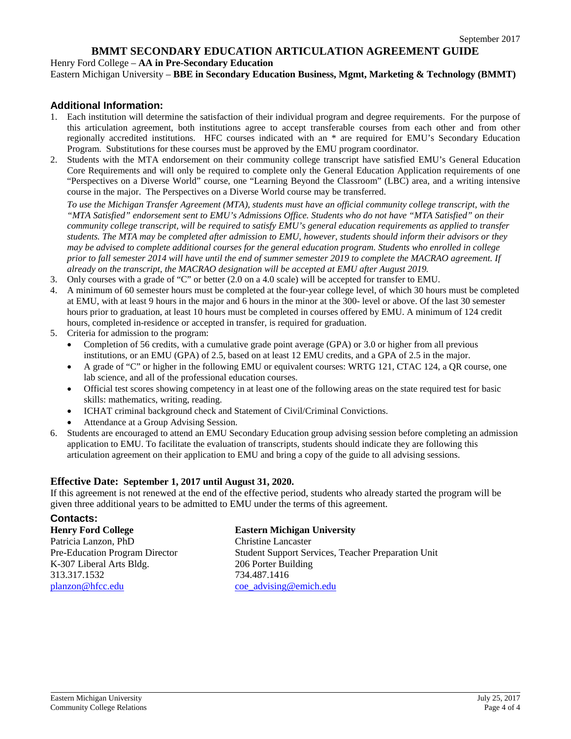September 2017

# BMMT SECONDARY EDUCATION ARTICULATION AGREEMENT GUIDE

Henry Ford College – **AA in Pre-Secondary Education**
Eastern Michigan University – **BBE in Secondary Education Business, Mgmt, Marketing & Technology (BMMT)**

## Additional Information:

1. Each institution will determine the satisfaction of their individual program and degree requirements. For the purpose of this articulation agreement, both institutions agree to accept transferable courses from each other and from other regionally accredited institutions. HFC courses indicated with an * are required for EMU's Secondary Education Program. Substitutions for these courses must be approved by the EMU program coordinator.
2. Students with the MTA endorsement on their community college transcript have satisfied EMU's General Education Core Requirements and will only be required to complete only the General Education Application requirements of one "Perspectives on a Diverse World" course, one "Learning Beyond the Classroom" (LBC) area, and a writing intensive course in the major. The Perspectives on a Diverse World course may be transferred.

   *To use the Michigan Transfer Agreement (MTA), students must have an official community college transcript, with the "MTA Satisfied" endorsement sent to EMU's Admissions Office. Students who do not have "MTA Satisfied" on their community college transcript, will be required to satisfy EMU's general education requirements as applied to transfer students. The MTA may be completed after admission to EMU, however, students should inform their advisors or they may be advised to complete additional courses for the general education program. Students who enrolled in college prior to fall semester 2014 will have until the end of summer semester 2019 to complete the MACRAO agreement. If already on the transcript, the MACRAO designation will be accepted at EMU after August 2019.*
3. Only courses with a grade of "C" or better (2.0 on a 4.0 scale) will be accepted for transfer to EMU.
4. A minimum of 60 semester hours must be completed at the four-year college level, of which 30 hours must be completed at EMU, with at least 9 hours in the major and 6 hours in the minor at the 300- level or above. Of the last 30 semester hours prior to graduation, at least 10 hours must be completed in courses offered by EMU. A minimum of 124 credit hours, completed in-residence or accepted in transfer, is required for graduation.
5. Criteria for admission to the program:
   - Completion of 56 credits, with a cumulative grade point average (GPA) or 3.0 or higher from all previous institutions, or an EMU (GPA) of 2.5, based on at least 12 EMU credits, and a GPA of 2.5 in the major.
   - A grade of "C" or higher in the following EMU or equivalent courses: WRTG 121, CTAC 124, a QR course, one lab science, and all of the professional education courses.
   - Official test scores showing competency in at least one of the following areas on the state required test for basic skills: mathematics, writing, reading.
   - ICHAT criminal background check and Statement of Civil/Criminal Convictions.
   - Attendance at a Group Advising Session.
6. Students are encouraged to attend an EMU Secondary Education group advising session before completing an admission application to EMU. To facilitate the evaluation of transcripts, students should indicate they are following this articulation agreement on their application to EMU and bring a copy of the guide to all advising sessions.

## Effective Date: September 1, 2017 until August 31, 2020.

If this agreement is not renewed at the end of the effective period, students who already started the program will be given three additional years to be admitted to EMU under the terms of this agreement.

## Contacts:

**Henry Ford College**
Patricia Lanzon, PhD
Pre-Education Program Director
K-307 Liberal Arts Bldg.
313.317.1532
planzon@hfcc.edu

**Eastern Michigan University**
Christine Lancaster
Student Support Services, Teacher Preparation Unit
206 Porter Building
734.487.1416
coe_advising@emich.edu